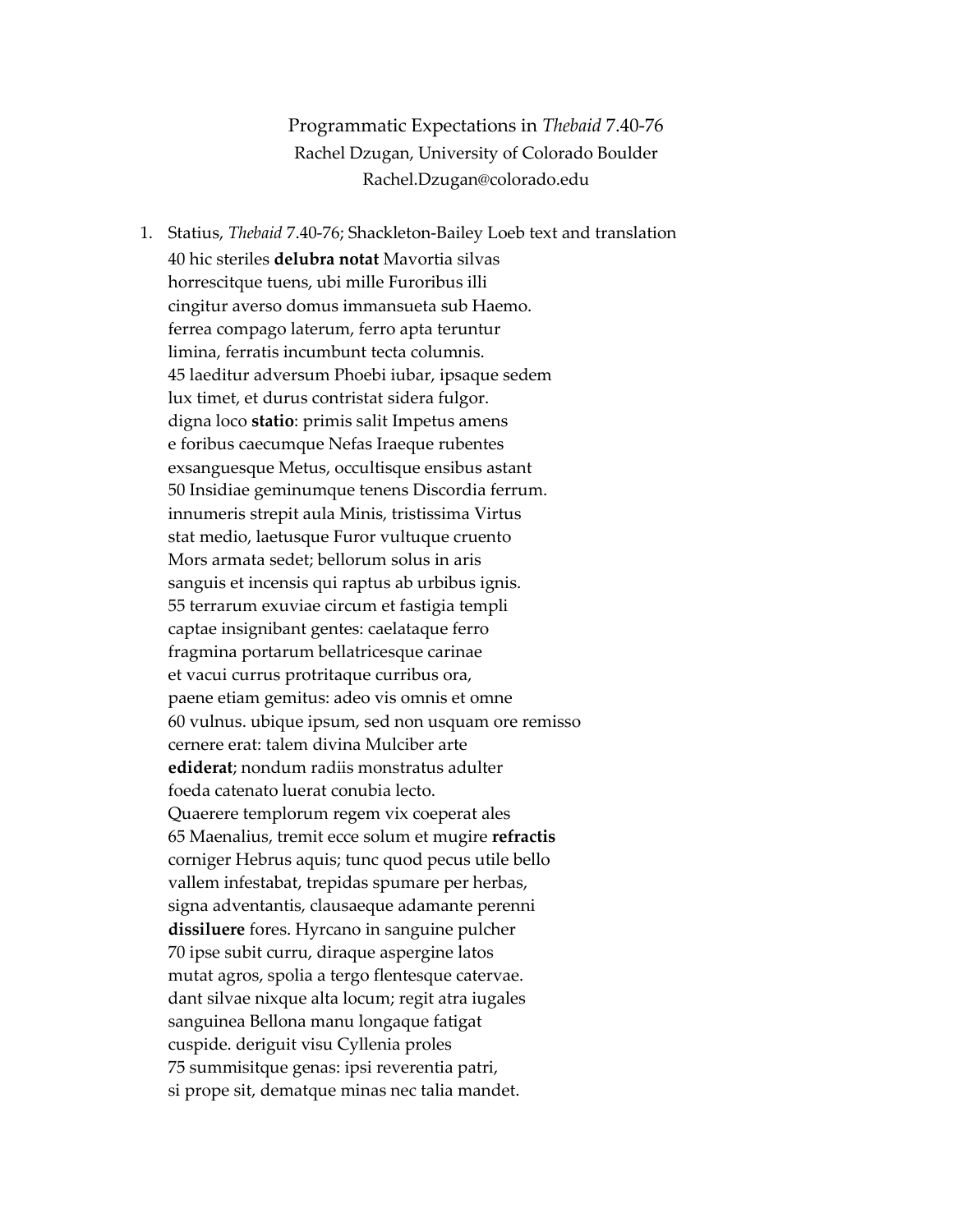# Programmatic Expectations in *Thebaid* 7.40-76

Rachel Dzugan, University of Colorado Boulder
Rachel.Dzugan@colorado.edu

1. Statius, *Thebaid* 7.40-76; Shackleton-Bailey Loeb text and translation

   40 hic steriles **delubra notat** Mavortia silvas
   horrescitque tuens, ubi mille Furoribus illi
   cingitur averso domus immansueta sub Haemo.
   ferrea compago laterum, ferro apta teruntur
   limina, ferratis incumbunt tecta columnis.
   45 laeditur adversum Phoebi iubar, ipsaque sedem
   lux timet, et durus contristat sidera fulgor.
   digna loco **statio**: primis salit Impetus amens
   e foribus caecumque Nefas Iraeque rubentes
   exsanguesque Metus, occultisque ensibus astant
   50 Insidiae geminumque tenens Discordia ferrum.
   innumeris strepit aula Minis, tristissima Virtus
   stat medio, laetusque Furor vultuque cruento
   Mors armata sedet; bellorum solus in aris
   sanguis et incensis qui raptus ab urbibus ignis.
   55 terrarum exuviae circum et fastigia templi
   captae insignibant gentes: caelataque ferro
   fragmina portarum bellatricesque carinae
   et vacui currus protritaque curribus ora,
   paene etiam gemitus: adeo vis omnis et omne
   60 vulnus. ubique ipsum, sed non usquam ore remisso
   cernere erat: talem divina Mulciber arte
   **ediderat**; nondum radiis monstratus adulter
   foeda catenato luerat conubia lecto.
   Quaerere templorum regem vix coeperat ales
   65 Maenalius, tremit ecce solum et mugire **refractis**
   corniger Hebrus aquis; tunc quod pecus utile bello
   vallem infestabat, trepidas spumare per herbas,
   signa adventantis, clausaeque adamante perenni
   **dissiluere** fores. Hyrcano in sanguine pulcher
   70 ipse subit curru, diraque aspergine latos
   mutat agros, spolia a tergo flentesque catervae.
   dant silvae nixque alta locum; regit atra iugales
   sanguinea Bellona manu longaque fatigat
   cuspide. deriguit visu Cyllenia proles
   75 summisitque genas: ipsi reverentia patri,
   si prope sit, dematque minas nec talia mandet.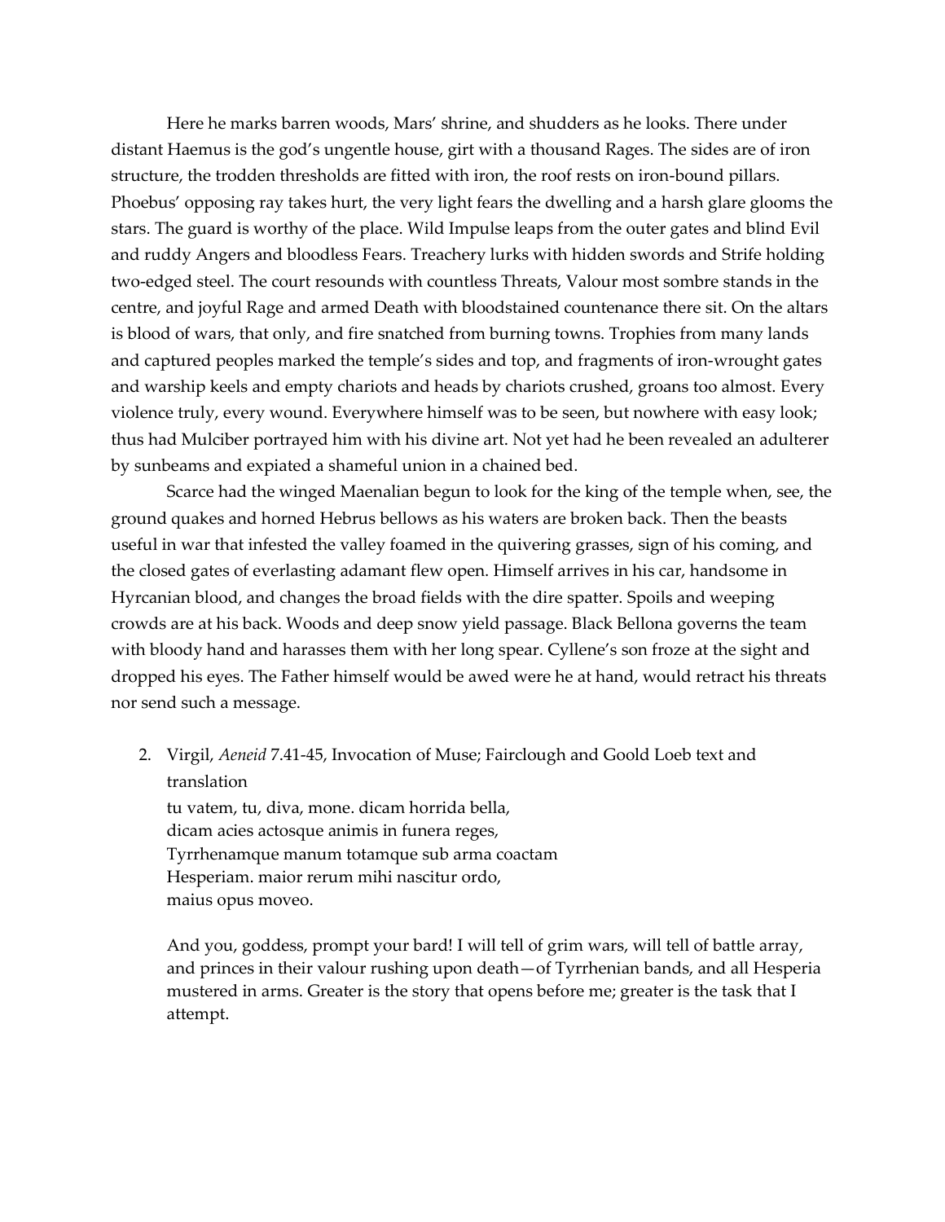Here he marks barren woods, Mars' shrine, and shudders as he looks. There under distant Haemus is the god's ungentle house, girt with a thousand Rages. The sides are of iron structure, the trodden thresholds are fitted with iron, the roof rests on iron-bound pillars. Phoebus' opposing ray takes hurt, the very light fears the dwelling and a harsh glare glooms the stars. The guard is worthy of the place. Wild Impulse leaps from the outer gates and blind Evil and ruddy Angers and bloodless Fears. Treachery lurks with hidden swords and Strife holding two-edged steel. The court resounds with countless Threats, Valour most sombre stands in the centre, and joyful Rage and armed Death with bloodstained countenance there sit. On the altars is blood of wars, that only, and fire snatched from burning towns. Trophies from many lands and captured peoples marked the temple's sides and top, and fragments of iron-wrought gates and warship keels and empty chariots and heads by chariots crushed, groans too almost. Every violence truly, every wound. Everywhere himself was to be seen, but nowhere with easy look; thus had Mulciber portrayed him with his divine art. Not yet had he been revealed an adulterer by sunbeams and expiated a shameful union in a chained bed.

Scarce had the winged Maenalian begun to look for the king of the temple when, see, the ground quakes and horned Hebrus bellows as his waters are broken back. Then the beasts useful in war that infested the valley foamed in the quivering grasses, sign of his coming, and the closed gates of everlasting adamant flew open. Himself arrives in his car, handsome in Hyrcanian blood, and changes the broad fields with the dire spatter. Spoils and weeping crowds are at his back. Woods and deep snow yield passage. Black Bellona governs the team with bloody hand and harasses them with her long spear. Cyllene's son froze at the sight and dropped his eyes. The Father himself would be awed were he at hand, would retract his threats nor send such a message.

2. Virgil, *Aeneid* 7.41-45, Invocation of Muse; Fairclough and Goold Loeb text and translation

   tu vatem, tu, diva, mone. dicam horrida bella,
   dicam acies actosque animis in funera reges,
   Tyrrhenamque manum totamque sub arma coactam
   Hesperiam. maior rerum mihi nascitur ordo,
   maius opus moveo.

   And you, goddess, prompt your bard! I will tell of grim wars, will tell of battle array, and princes in their valour rushing upon death—of Tyrrhenian bands, and all Hesperia mustered in arms. Greater is the story that opens before me; greater is the task that I attempt.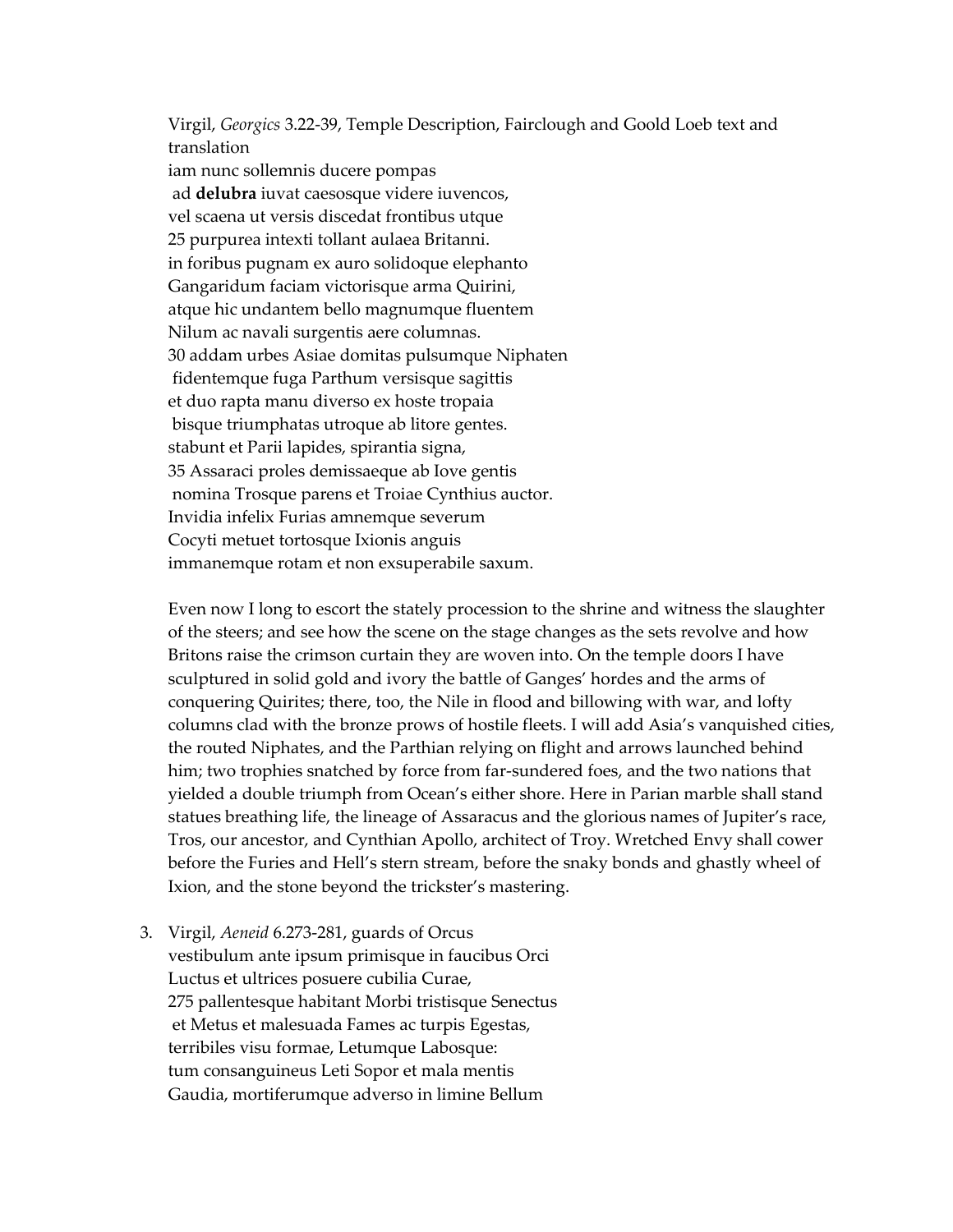Virgil, *Georgics* 3.22-39, Temple Description, Fairclough and Goold Loeb text and translation

iam nunc sollemnis ducere pompas  
ad **delubra** iuvat caesosque videre iuvencos,  
vel scaena ut versis discedat frontibus utque  
25 purpurea intexti tollant aulaea Britanni.  
in foribus pugnam ex auro solidoque elephanto  
Gangaridum faciam victorisque arma Quirini,  
atque hic undantem bello magnumque fluentem  
Nilum ac navali surgentis aere columnas.  
30 addam urbes Asiae domitas pulsumque Niphaten  
fidentemque fuga Parthum versisque sagittis  
et duo rapta manu diverso ex hoste tropaia  
bisque triumphatas utroque ab litore gentes.  
stabunt et Parii lapides, spirantia signa,  
35 Assaraci proles demissaeque ab Iove gentis  
nomina Trosque parens et Troiae Cynthius auctor.  
Invidia infelix Furias amnemque severum  
Cocyti metuet tortosque Ixionis anguis  
immanemque rotam et non exsuperabile saxum.

Even now I long to escort the stately procession to the shrine and witness the slaughter of the steers; and see how the scene on the stage changes as the sets revolve and how Britons raise the crimson curtain they are woven into. On the temple doors I have sculptured in solid gold and ivory the battle of Ganges' hordes and the arms of conquering Quirites; there, too, the Nile in flood and billowing with war, and lofty columns clad with the bronze prows of hostile fleets. I will add Asia's vanquished cities, the routed Niphates, and the Parthian relying on flight and arrows launched behind him; two trophies snatched by force from far-sundered foes, and the two nations that yielded a double triumph from Ocean's either shore. Here in Parian marble shall stand statues breathing life, the lineage of Assaracus and the glorious names of Jupiter's race, Tros, our ancestor, and Cynthian Apollo, architect of Troy. Wretched Envy shall cower before the Furies and Hell's stern stream, before the snaky bonds and ghastly wheel of Ixion, and the stone beyond the trickster's mastering.

3. Virgil, *Aeneid* 6.273-281, guards of Orcus

vestibulum ante ipsum primisque in faucibus Orci  
Luctus et ultrices posuere cubilia Curae,  
275 pallentesque habitant Morbi tristisque Senectus  
et Metus et malesuada Fames ac turpis Egestas,  
terribiles visu formae, Letumque Labosque:  
tum consanguineus Leti Sopor et mala mentis  
Gaudia, mortiferumque adverso in limine Bellum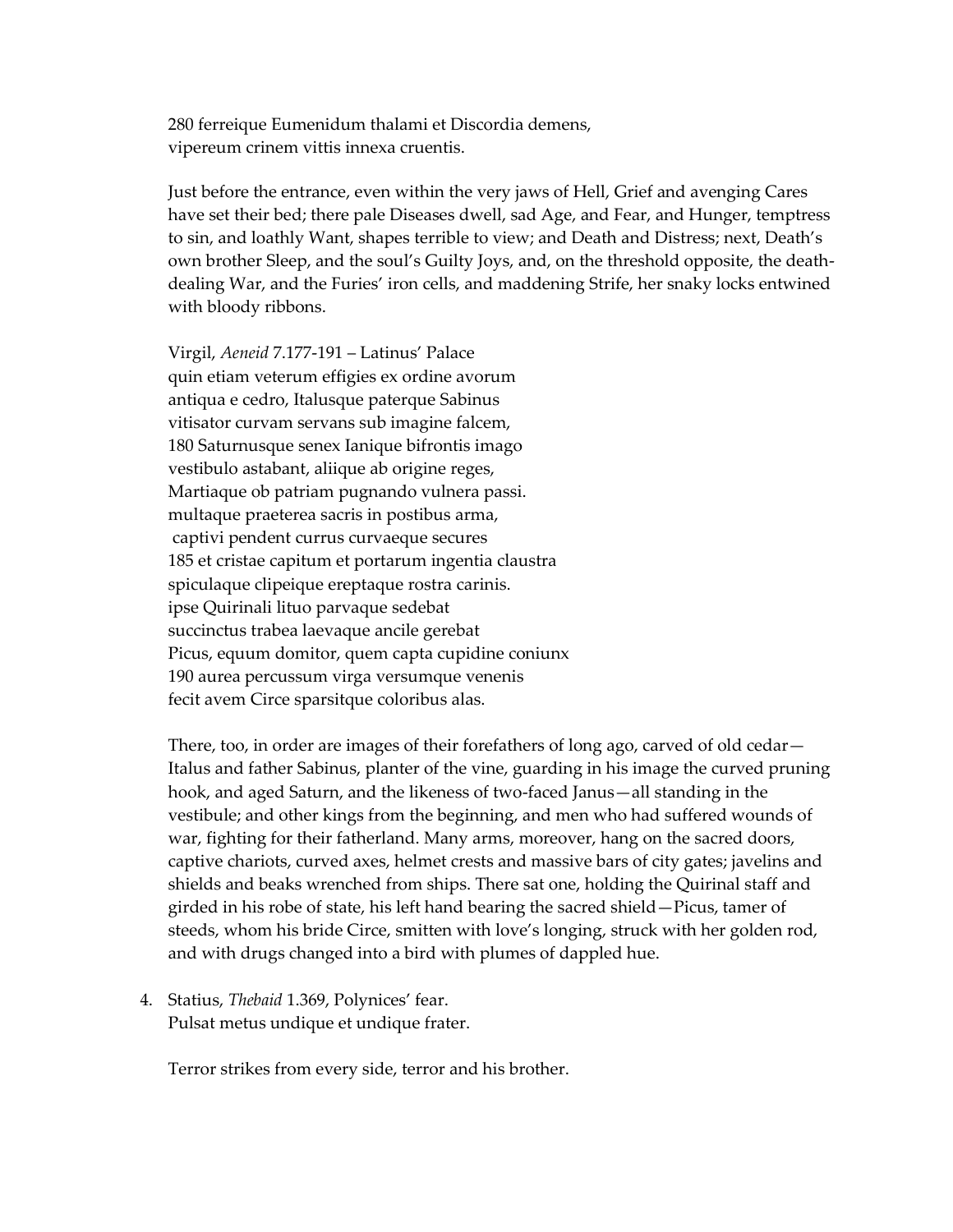280 ferreique Eumenidum thalami et Discordia demens,
vipereum crinem vittis innexa cruentis.

Just before the entrance, even within the very jaws of Hell, Grief and avenging Cares have set their bed; there pale Diseases dwell, sad Age, and Fear, and Hunger, temptress to sin, and loathly Want, shapes terrible to view; and Death and Distress; next, Death's own brother Sleep, and the soul's Guilty Joys, and, on the threshold opposite, the death-dealing War, and the Furies' iron cells, and maddening Strife, her snaky locks entwined with bloody ribbons.

Virgil, *Aeneid* 7.177-191 – Latinus' Palace
quin etiam veterum effigies ex ordine avorum
antiqua e cedro, Italusque paterque Sabinus
vitisator curvam servans sub imagine falcem,
180 Saturnusque senex Ianique bifrontis imago
vestibulo astabant, aliique ab origine reges,
Martiaque ob patriam pugnando vulnera passi.
multaque praeterea sacris in postibus arma,
captivi pendent currus curvaeque secures
185 et cristae capitum et portarum ingentia claustra
spiculaque clipeique ereptaque rostra carinis.
ipse Quirinali lituo parvaque sedebat
succinctus trabea laevaque ancile gerebat
Picus, equum domitor, quem capta cupidine coniunx
190 aurea percussum virga versumque venenis
fecit avem Circe sparsitque coloribus alas.

There, too, in order are images of their forefathers of long ago, carved of old cedar—Italus and father Sabinus, planter of the vine, guarding in his image the curved pruning hook, and aged Saturn, and the likeness of two-faced Janus—all standing in the vestibule; and other kings from the beginning, and men who had suffered wounds of war, fighting for their fatherland. Many arms, moreover, hang on the sacred doors, captive chariots, curved axes, helmet crests and massive bars of city gates; javelins and shields and beaks wrenched from ships. There sat one, holding the Quirinal staff and girded in his robe of state, his left hand bearing the sacred shield—Picus, tamer of steeds, whom his bride Circe, smitten with love's longing, struck with her golden rod, and with drugs changed into a bird with plumes of dappled hue.

4. Statius, *Thebaid* 1.369, Polynices' fear.
   Pulsat metus undique et undique frater.

   Terror strikes from every side, terror and his brother.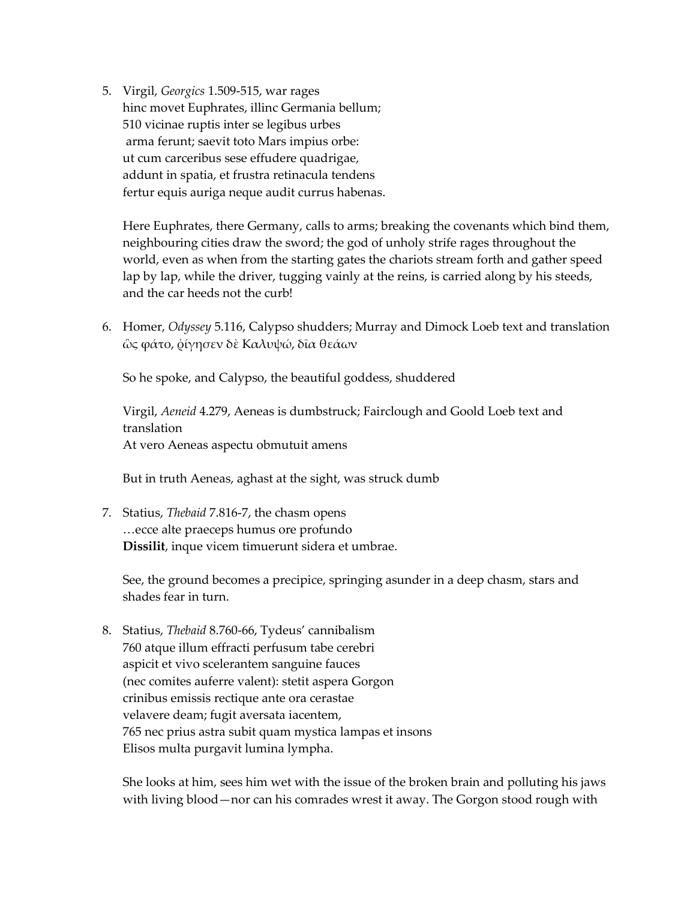5. Virgil, *Georgics* 1.509-515, war rages
   hinc movet Euphrates, illinc Germania bellum;
   510 vicinae ruptis inter se legibus urbes
   arma ferunt; saevit toto Mars impius orbe:
   ut cum carceribus sese effudere quadrigae,
   addunt in spatia, et frustra retinacula tendens
   fertur equis auriga neque audit currus habenas.

   Here Euphrates, there Germany, calls to arms; breaking the covenants which bind them, neighbouring cities draw the sword; the god of unholy strife rages throughout the world, even as when from the starting gates the chariots stream forth and gather speed lap by lap, while the driver, tugging vainly at the reins, is carried along by his steeds, and the car heeds not the curb!

6. Homer, *Odyssey* 5.116, Calypso shudders; Murray and Dimock Loeb text and translation
   ὣς φάτο, ῥίγησεν δὲ Καλυψώ, δῖα θεάων

   So he spoke, and Calypso, the beautiful goddess, shuddered

   Virgil, *Aeneid* 4.279, Aeneas is dumbstruck; Fairclough and Goold Loeb text and translation
   At vero Aeneas aspectu obmutuit amens

   But in truth Aeneas, aghast at the sight, was struck dumb

7. Statius, *Thebaid* 7.816-7, the chasm opens
   …ecce alte praeceps humus ore profundo
   **Dissilit**, inque vicem timuerunt sidera et umbrae.

   See, the ground becomes a precipice, springing asunder in a deep chasm, stars and shades fear in turn.

8. Statius, *Thebaid* 8.760-66, Tydeus' cannibalism
   760 atque illum effracti perfusum tabe cerebri
   aspicit et vivo scelerantem sanguine fauces
   (nec comites auferre valent): stetit aspera Gorgon
   crinibus emissis rectique ante ora cerastae
   velavere deam; fugit aversata iacentem,
   765 nec prius astra subit quam mystica lampas et insons
   Elisos multa purgavit lumina lympha.

   She looks at him, sees him wet with the issue of the broken brain and polluting his jaws with living blood—nor can his comrades wrest it away. The Gorgon stood rough with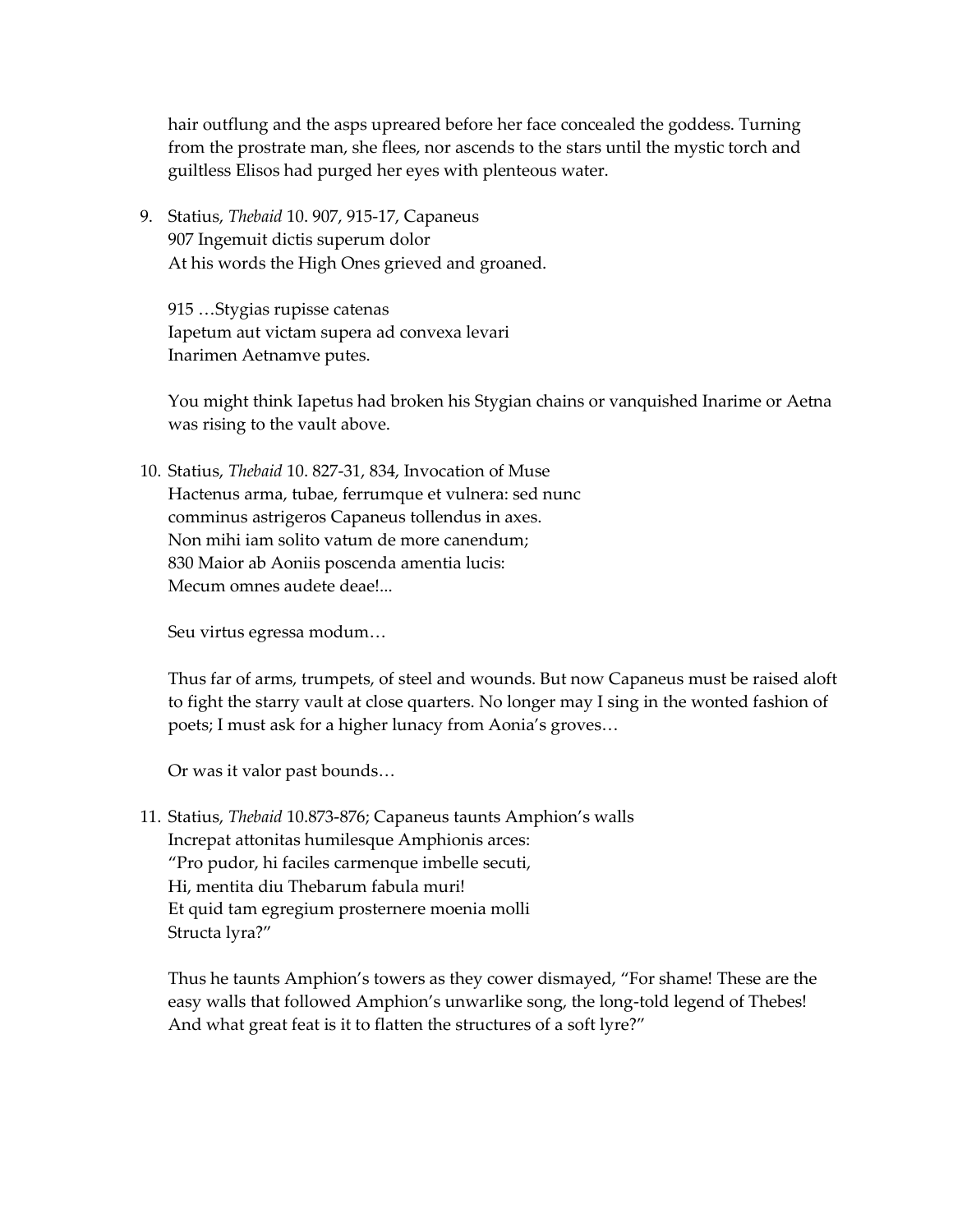hair outflung and the asps upreared before her face concealed the goddess. Turning from the prostrate man, she flees, nor ascends to the stars until the mystic torch and guiltless Elisos had purged her eyes with plenteous water.

9. Statius, *Thebaid* 10. 907, 915-17, Capaneus
   907 Ingemuit dictis superum dolor
   At his words the High Ones grieved and groaned.

   915 …Stygias rupisse catenas
   Iapetum aut victam supera ad convexa levari
   Inarimen Aetnamve putes.

   You might think Iapetus had broken his Stygian chains or vanquished Inarime or Aetna was rising to the vault above.

10. Statius, *Thebaid* 10. 827-31, 834, Invocation of Muse
    Hactenus arma, tubae, ferrumque et vulnera: sed nunc
    comminus astrigeros Capaneus tollendus in axes.
    Non mihi iam solito vatum de more canendum;
    830 Maior ab Aoniis poscenda amentia lucis:
    Mecum omnes audete deae!...

    Seu virtus egressa modum…

    Thus far of arms, trumpets, of steel and wounds. But now Capaneus must be raised aloft to fight the starry vault at close quarters. No longer may I sing in the wonted fashion of poets; I must ask for a higher lunacy from Aonia's groves…

    Or was it valor past bounds…

11. Statius, *Thebaid* 10.873-876; Capaneus taunts Amphion's walls
    Increpat attonitas humilesque Amphionis arces:
    "Pro pudor, hi faciles carmenque imbelle secuti,
    Hi, mentita diu Thebarum fabula muri!
    Et quid tam egregium prosternere moenia molli
    Structa lyra?"

    Thus he taunts Amphion's towers as they cower dismayed, "For shame! These are the easy walls that followed Amphion's unwarlike song, the long-told legend of Thebes! And what great feat is it to flatten the structures of a soft lyre?"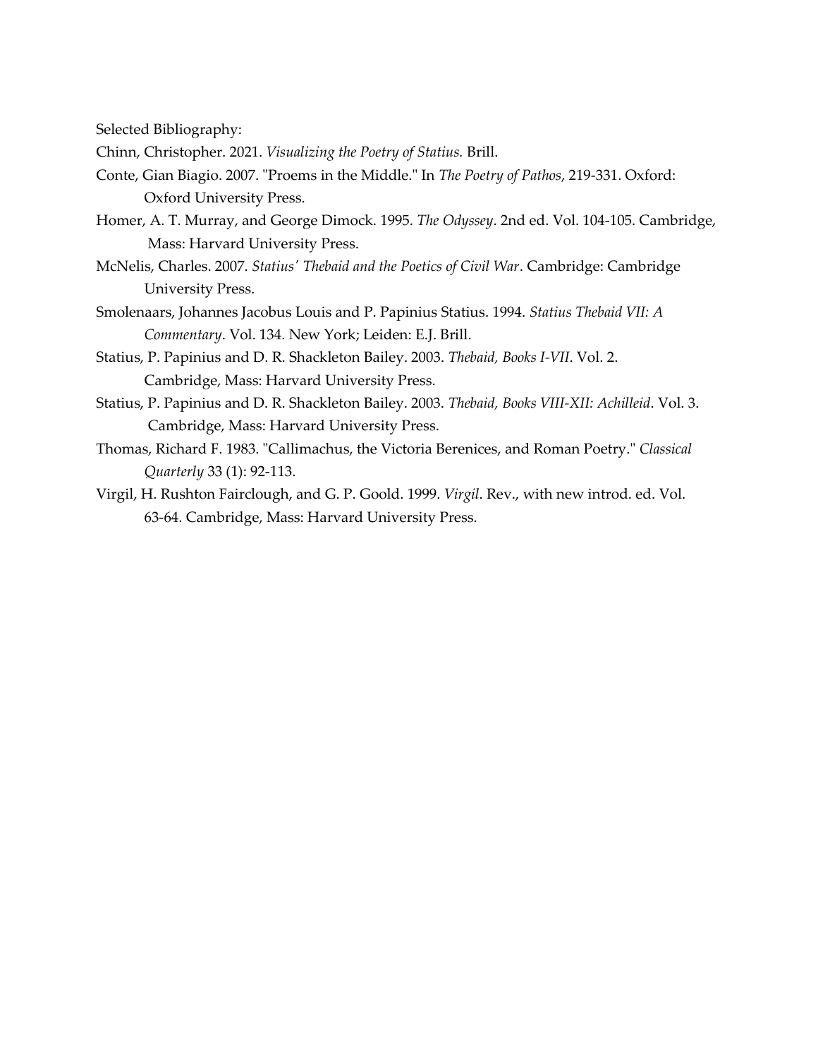Selected Bibliography:

Chinn, Christopher. 2021. *Visualizing the Poetry of Statius.* Brill.

Conte, Gian Biagio. 2007. "Proems in the Middle." In *The Poetry of Pathos*, 219-331. Oxford: Oxford University Press.

Homer, A. T. Murray, and George Dimock. 1995. *The Odyssey*. 2nd ed. Vol. 104-105. Cambridge, Mass: Harvard University Press.

McNelis, Charles. 2007. *Statius' Thebaid and the Poetics of Civil War*. Cambridge: Cambridge University Press.

Smolenaars, Johannes Jacobus Louis and P. Papinius Statius. 1994. *Statius Thebaid VII: A Commentary*. Vol. 134. New York; Leiden: E.J. Brill.

Statius, P. Papinius and D. R. Shackleton Bailey. 2003. *Thebaid, Books I-VII*. Vol. 2. Cambridge, Mass: Harvard University Press.

Statius, P. Papinius and D. R. Shackleton Bailey. 2003. *Thebaid, Books VIII-XII: Achilleid*. Vol. 3. Cambridge, Mass: Harvard University Press.

Thomas, Richard F. 1983. "Callimachus, the Victoria Berenices, and Roman Poetry." *Classical Quarterly* 33 (1): 92-113.

Virgil, H. Rushton Fairclough, and G. P. Goold. 1999. *Virgil*. Rev., with new introd. ed. Vol. 63-64. Cambridge, Mass: Harvard University Press.